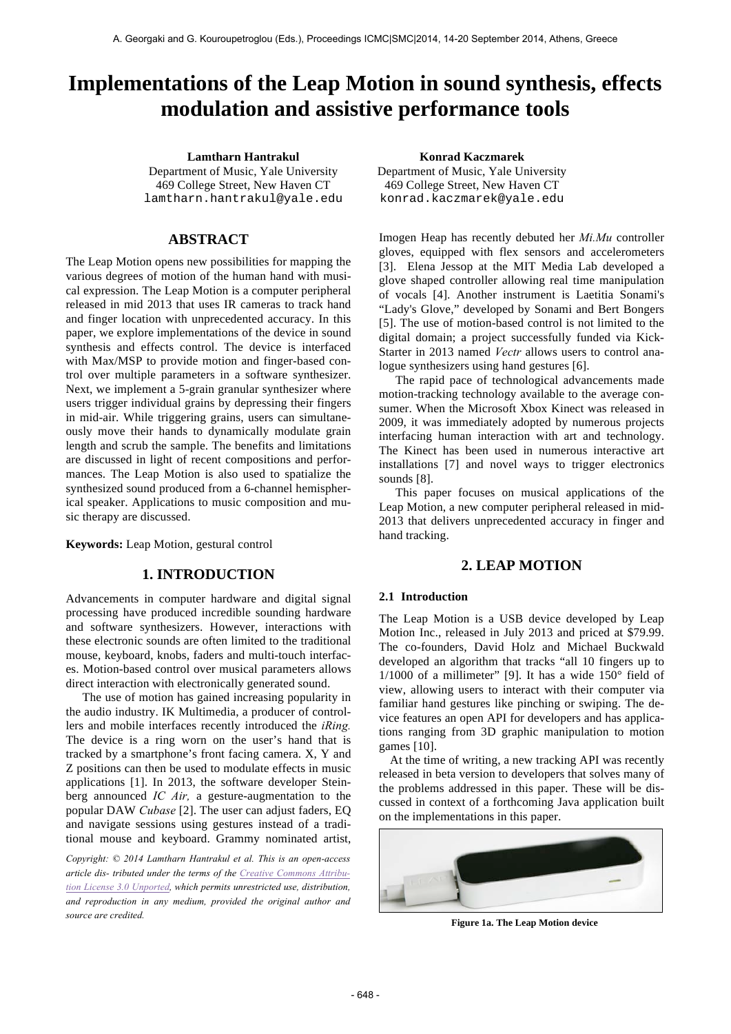# Implementations of the Leap Motion in sound synthesis, effects modulation and assistive performance tools

**Lamtharn Hantrakul**
Department of Music, Yale University
469 College Street, New Haven CT
lamtharn.hantrakul@yale.edu

**Konrad Kaczmarek**
Department of Music, Yale University
469 College Street, New Haven CT
konrad.kaczmarek@yale.edu

## ABSTRACT

The Leap Motion opens new possibilities for mapping the various degrees of motion of the human hand with musical expression. The Leap Motion is a computer peripheral released in mid 2013 that uses IR cameras to track hand and finger location with unprecedented accuracy. In this paper, we explore implementations of the device in sound synthesis and effects control. The device is interfaced with Max/MSP to provide motion and finger-based control over multiple parameters in a software synthesizer. Next, we implement a 5-grain granular synthesizer where users trigger individual grains by depressing their fingers in mid-air. While triggering grains, users can simultaneously move their hands to dynamically modulate grain length and scrub the sample. The benefits and limitations are discussed in light of recent compositions and performances. The Leap Motion is also used to spatialize the synthesized sound produced from a 6-channel hemispherical speaker. Applications to music composition and music therapy are discussed.

**Keywords:** Leap Motion, gestural control

## 1. INTRODUCTION

Advancements in computer hardware and digital signal processing have produced incredible sounding hardware and software synthesizers. However, interactions with these electronic sounds are often limited to the traditional mouse, keyboard, knobs, faders and multi-touch interfaces. Motion-based control over musical parameters allows direct interaction with electronically generated sound.

The use of motion has gained increasing popularity in the audio industry. IK Multimedia, a producer of controllers and mobile interfaces recently introduced the *iRing.* The device is a ring worn on the user's hand that is tracked by a smartphone's front facing camera. X, Y and Z positions can then be used to modulate effects in music applications [1]. In 2013, the software developer Steinberg announced *IC Air,* a gesture-augmentation to the popular DAW *Cubase* [2]. The user can adjust faders, EQ and navigate sessions using gestures instead of a traditional mouse and keyboard. Grammy nominated artist, Imogen Heap has recently debuted her *Mi.Mu* controller gloves, equipped with flex sensors and accelerometers [3]. Elena Jessop at the MIT Media Lab developed a glove shaped controller allowing real time manipulation of vocals [4]. Another instrument is Laetitia Sonami's "Lady's Glove," developed by Sonami and Bert Bongers [5]. The use of motion-based control is not limited to the digital domain; a project successfully funded via KickStarter in 2013 named *Vectr* allows users to control analogue synthesizers using hand gestures [6].

The rapid pace of technological advancements made motion-tracking technology available to the average consumer. When the Microsoft Xbox Kinect was released in 2009, it was immediately adopted by numerous projects interfacing human interaction with art and technology. The Kinect has been used in numerous interactive art installations [7] and novel ways to trigger electronics sounds [8].

This paper focuses on musical applications of the Leap Motion, a new computer peripheral released in mid-2013 that delivers unprecedented accuracy in finger and hand tracking.

*Copyright: © 2014 Lamtharn Hantrakul et al. This is an open-access article dis- tributed under the terms of the Creative Commons Attribution License 3.0 Unported, which permits unrestricted use, distribution, and reproduction in any medium, provided the original author and source are credited.*

## 2. LEAP MOTION

### 2.1 Introduction

The Leap Motion is a USB device developed by Leap Motion Inc., released in July 2013 and priced at $79.99. The co-founders, David Holz and Michael Buckwald developed an algorithm that tracks "all 10 fingers up to 1/1000 of a millimeter" [9]. It has a wide 150° field of view, allowing users to interact with their computer via familiar hand gestures like pinching or swiping. The device features an open API for developers and has applications ranging from 3D graphic manipulation to motion games [10].

At the time of writing, a new tracking API was recently released in beta version to developers that solves many of the problems addressed in this paper. These will be discussed in context of a forthcoming Java application built on the implementations in this paper.

**Figure 1a. The Leap Motion device**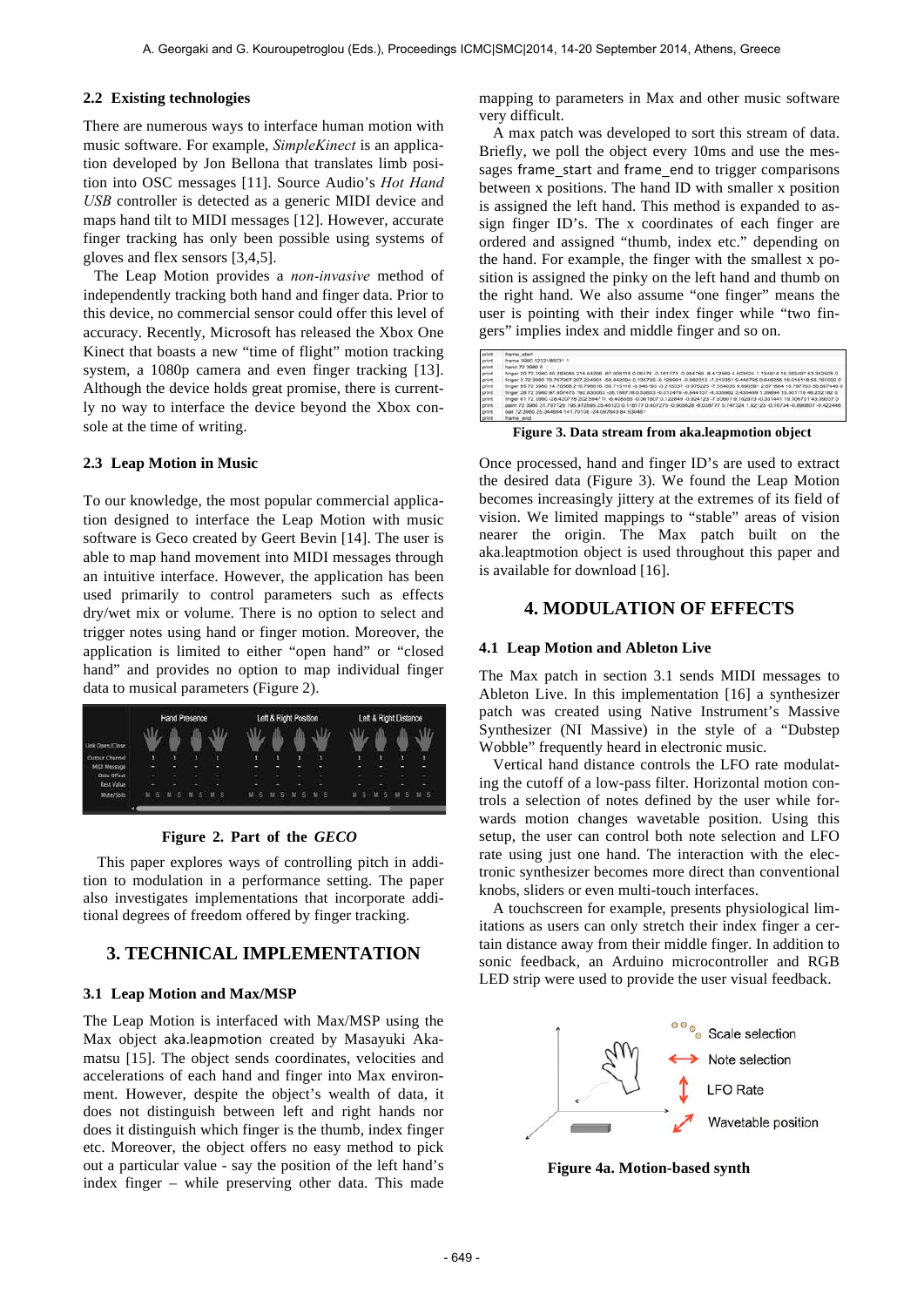### 2.2 Existing technologies

There are numerous ways to interface human motion with music software. For example, *SimpleKinect* is an application developed by Jon Bellona that translates limb position into OSC messages [11]. Source Audio's *Hot Hand USB* controller is detected as a generic MIDI device and maps hand tilt to MIDI messages [12]. However, accurate finger tracking has only been possible using systems of gloves and flex sensors [3,4,5].

The Leap Motion provides a *non-invasive* method of independently tracking both hand and finger data. Prior to this device, no commercial sensor could offer this level of accuracy. Recently, Microsoft has released the Xbox One Kinect that boasts a new "time of flight" motion tracking system, a 1080p camera and even finger tracking [13]. Although the device holds great promise, there is currently no way to interface the device beyond the Xbox console at the time of writing.

### 2.3 Leap Motion in Music

To our knowledge, the most popular commercial application designed to interface the Leap Motion with music software is Geco created by Geert Bevin [14]. The user is able to map hand movement into MIDI messages through an intuitive interface. However, the application has been used primarily to control parameters such as effects dry/wet mix or volume. There is no option to select and trigger notes using hand or finger motion. Moreover, the application is limited to either "open hand" or "closed hand" and provides no option to map individual finger data to musical parameters (Figure 2).

**Figure 2. Part of the *GECO***

This paper explores ways of controlling pitch in addition to modulation in a performance setting. The paper also investigates implementations that incorporate additional degrees of freedom offered by finger tracking.

## 3. TECHNICAL IMPLEMENTATION

### 3.1 Leap Motion and Max/MSP

The Leap Motion is interfaced with Max/MSP using the Max object aka.leapmotion created by Masayuki Akamatsu [15]. The object sends coordinates, velocities and accelerations of each hand and finger into Max environment. However, despite the object's wealth of data, it does not distinguish between left and right hands nor does it distinguish which finger is the thumb, index finger etc. Moreover, the object offers no easy method to pick out a particular value - say the position of the left hand's index finger – while preserving other data. This made mapping to parameters in Max and other music software very difficult.

A max patch was developed to sort this stream of data. Briefly, we poll the object every 10ms and use the messages frame_start and frame_end to trigger comparisons between x positions. The hand ID with smaller x position is assigned the left hand. This method is expanded to assign finger ID's. The x coordinates of each finger are ordered and assigned "thumb, index etc." depending on the hand. For example, the finger with the smallest x position is assigned the pinky on the left hand and thumb on the right hand. We also assume "one finger" means the user is pointing with their index finger while "two fingers" implies index and middle finger and so on.

**Figure 3. Data stream from aka.leapmotion object**

Once processed, hand and finger ID's are used to extract the desired data (Figure 3). We found the Leap Motion becomes increasingly jittery at the extremes of its field of vision. We limited mappings to "stable" areas of vision nearer the origin. The Max patch built on the aka.leaptmotion object is used throughout this paper and is available for download [16].

## 4. MODULATION OF EFFECTS

### 4.1 Leap Motion and Ableton Live

The Max patch in section 3.1 sends MIDI messages to Ableton Live. In this implementation [16] a synthesizer patch was created using Native Instrument's Massive Synthesizer (NI Massive) in the style of a "Dubstep Wobble" frequently heard in electronic music.

Vertical hand distance controls the LFO rate modulating the cutoff of a low-pass filter. Horizontal motion controls a selection of notes defined by the user while forwards motion changes wavetable position. Using this setup, the user can control both note selection and LFO rate using just one hand. The interaction with the electronic synthesizer becomes more direct than conventional knobs, sliders or even multi-touch interfaces.

A touchscreen for example, presents physiological limitations as users can only stretch their index finger a certain distance away from their middle finger. In addition to sonic feedback, an Arduino microcontroller and RGB LED strip were used to provide the user visual feedback.

**Figure 4a. Motion-based synth**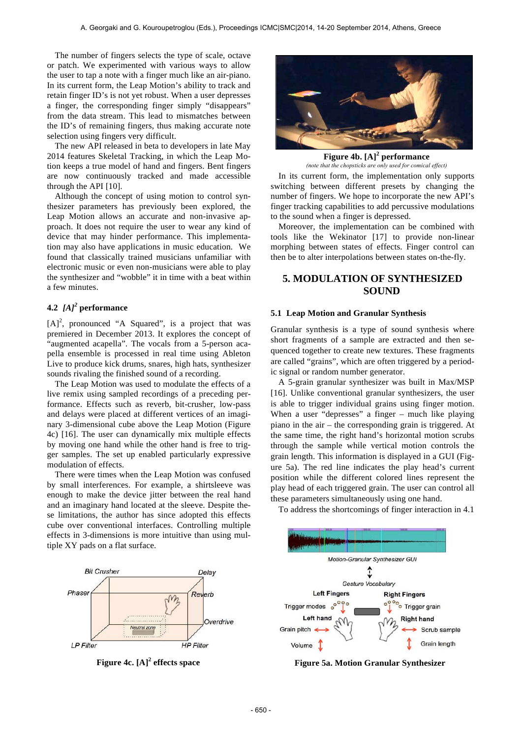The number of fingers selects the type of scale, octave or patch. We experimented with various ways to allow the user to tap a note with a finger much like an air-piano. In its current form, the Leap Motion's ability to track and retain finger ID's is not yet robust. When a user depresses a finger, the corresponding finger simply "disappears" from the data stream. This lead to mismatches between the ID's of remaining fingers, thus making accurate note selection using fingers very difficult.

The new API released in beta to developers in late May 2014 features Skeletal Tracking, in which the Leap Motion keeps a true model of hand and fingers. Bent fingers are now continuously tracked and made accessible through the API [10].

Although the concept of using motion to control synthesizer parameters has previously been explored, the Leap Motion allows an accurate and non-invasive approach. It does not require the user to wear any kind of device that may hinder performance. This implementation may also have applications in music education. We found that classically trained musicians unfamiliar with electronic music or even non-musicians were able to play the synthesizer and "wobble" it in time with a beat within a few minutes.

### 4.2 *[A]²* performance

[A]², pronounced "A Squared", is a project that was premiered in December 2013. It explores the concept of "augmented acapella". The vocals from a 5-person acapella ensemble is processed in real time using Ableton Live to produce kick drums, snares, high hats, synthesizer sounds rivaling the finished sound of a recording.

The Leap Motion was used to modulate the effects of a live remix using sampled recordings of a preceding performance. Effects such as reverb, bit-crusher, low-pass and delays were placed at different vertices of an imaginary 3-dimensional cube above the Leap Motion (Figure 4c) [16]. The user can dynamically mix multiple effects by moving one hand while the other hand is free to trigger samples. The set up enabled particularly expressive modulation of effects.

There were times when the Leap Motion was confused by small interferences. For example, a shirtsleeve was enough to make the device jitter between the real hand and an imaginary hand located at the sleeve. Despite these limitations, the author has since adopted this effects cube over conventional interfaces. Controlling multiple effects in 3-dimensions is more intuitive than using multiple XY pads on a flat surface.

**Figure 4c. [A]² effects space**

**Figure 4b. [A]² performance**
*(note that the chopsticks are only used for comical effect)*

In its current form, the implementation only supports switching between different presets by changing the number of fingers. We hope to incorporate the new API's finger tracking capabilities to add percussive modulations to the sound when a finger is depressed.

Moreover, the implementation can be combined with tools like the Wekinator [17] to provide non-linear morphing between states of effects. Finger control can then be to alter interpolations between states on-the-fly.

## 5. MODULATION OF SYNTHESIZED SOUND

### 5.1 Leap Motion and Granular Synthesis

Granular synthesis is a type of sound synthesis where short fragments of a sample are extracted and then sequenced together to create new textures. These fragments are called "grains", which are often triggered by a periodic signal or random number generator.

A 5-grain granular synthesizer was built in Max/MSP [16]. Unlike conventional granular synthesizers, the user is able to trigger individual grains using finger motion. When a user "depresses" a finger – much like playing piano in the air – the corresponding grain is triggered. At the same time, the right hand's horizontal motion scrubs through the sample while vertical motion controls the grain length. This information is displayed in a GUI (Figure 5a). The red line indicates the play head's current position while the different colored lines represent the play head of each triggered grain. The user can control all these parameters simultaneously using one hand.

To address the shortcomings of finger interaction in 4.1

**Figure 5a. Motion Granular Synthesizer**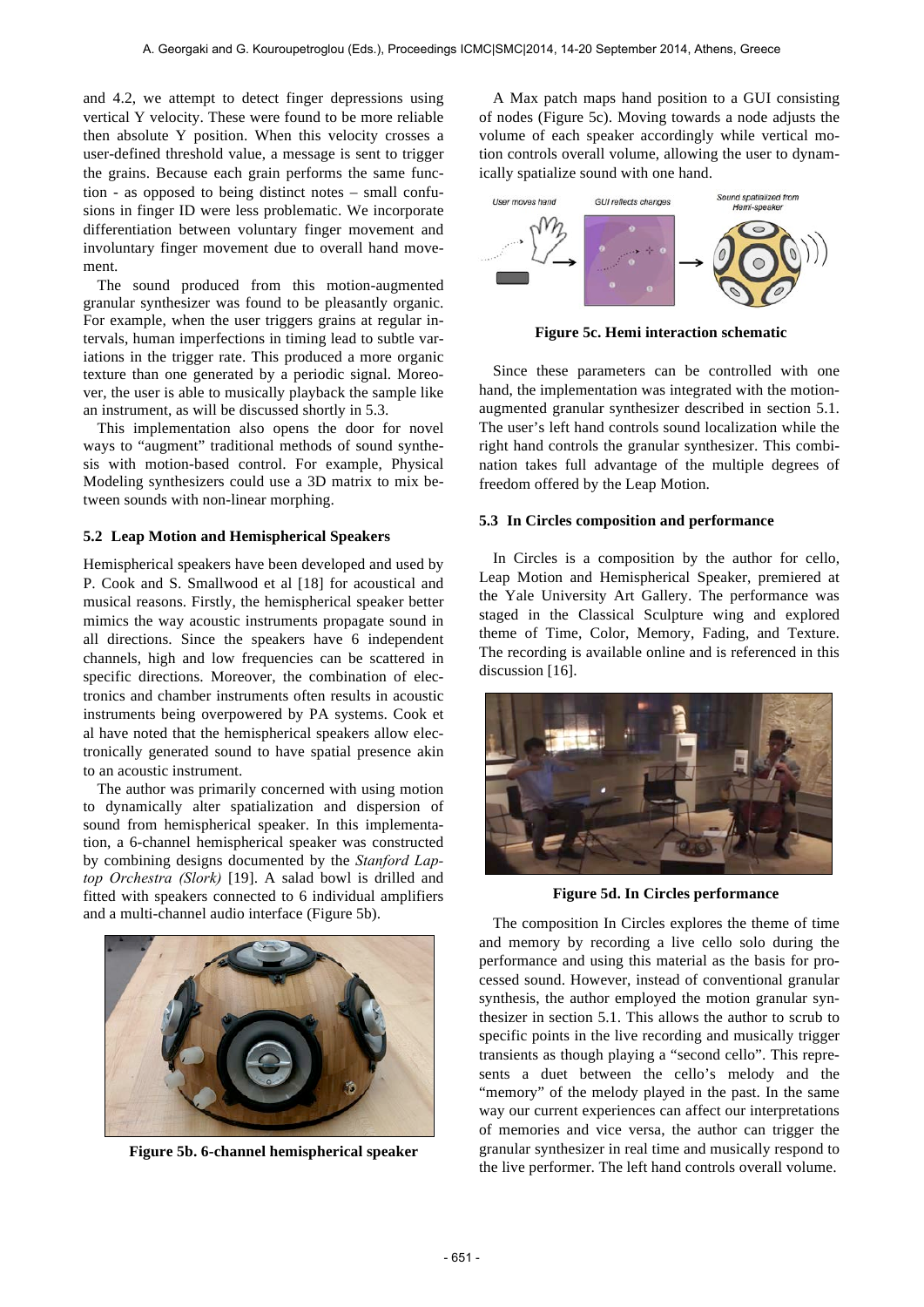and 4.2, we attempt to detect finger depressions using vertical Y velocity. These were found to be more reliable then absolute Y position. When this velocity crosses a user-defined threshold value, a message is sent to trigger the grains. Because each grain performs the same function - as opposed to being distinct notes – small confusions in finger ID were less problematic. We incorporate differentiation between voluntary finger movement and involuntary finger movement due to overall hand movement.

The sound produced from this motion-augmented granular synthesizer was found to be pleasantly organic. For example, when the user triggers grains at regular intervals, human imperfections in timing lead to subtle variations in the trigger rate. This produced a more organic texture than one generated by a periodic signal. Moreover, the user is able to musically playback the sample like an instrument, as will be discussed shortly in 5.3.

This implementation also opens the door for novel ways to "augment" traditional methods of sound synthesis with motion-based control. For example, Physical Modeling synthesizers could use a 3D matrix to mix between sounds with non-linear morphing.

### 5.2 Leap Motion and Hemispherical Speakers

Hemispherical speakers have been developed and used by P. Cook and S. Smallwood et al [18] for acoustical and musical reasons. Firstly, the hemispherical speaker better mimics the way acoustic instruments propagate sound in all directions. Since the speakers have 6 independent channels, high and low frequencies can be scattered in specific directions. Moreover, the combination of electronics and chamber instruments often results in acoustic instruments being overpowered by PA systems. Cook et al have noted that the hemispherical speakers allow electronically generated sound to have spatial presence akin to an acoustic instrument.

The author was primarily concerned with using motion to dynamically alter spatialization and dispersion of sound from hemispherical speaker. In this implementation, a 6-channel hemispherical speaker was constructed by combining designs documented by the *Stanford Laptop Orchestra (Slork)* [19]. A salad bowl is drilled and fitted with speakers connected to 6 individual amplifiers and a multi-channel audio interface (Figure 5b).

**Figure 5b. 6-channel hemispherical speaker**

A Max patch maps hand position to a GUI consisting of nodes (Figure 5c). Moving towards a node adjusts the volume of each speaker accordingly while vertical motion controls overall volume, allowing the user to dynamically spatialize sound with one hand.

**Figure 5c. Hemi interaction schematic**

Since these parameters can be controlled with one hand, the implementation was integrated with the motion-augmented granular synthesizer described in section 5.1. The user's left hand controls sound localization while the right hand controls the granular synthesizer. This combination takes full advantage of the multiple degrees of freedom offered by the Leap Motion.

### 5.3 In Circles composition and performance

In Circles is a composition by the author for cello, Leap Motion and Hemispherical Speaker, premiered at the Yale University Art Gallery. The performance was staged in the Classical Sculpture wing and explored theme of Time, Color, Memory, Fading, and Texture. The recording is available online and is referenced in this discussion [16].

**Figure 5d. In Circles performance**

The composition In Circles explores the theme of time and memory by recording a live cello solo during the performance and using this material as the basis for processed sound. However, instead of conventional granular synthesis, the author employed the motion granular synthesizer in section 5.1. This allows the author to scrub to specific points in the live recording and musically trigger transients as though playing a "second cello". This represents a duet between the cello's melody and the "memory" of the melody played in the past. In the same way our current experiences can affect our interpretations of memories and vice versa, the author can trigger the granular synthesizer in real time and musically respond to the live performer. The left hand controls overall volume.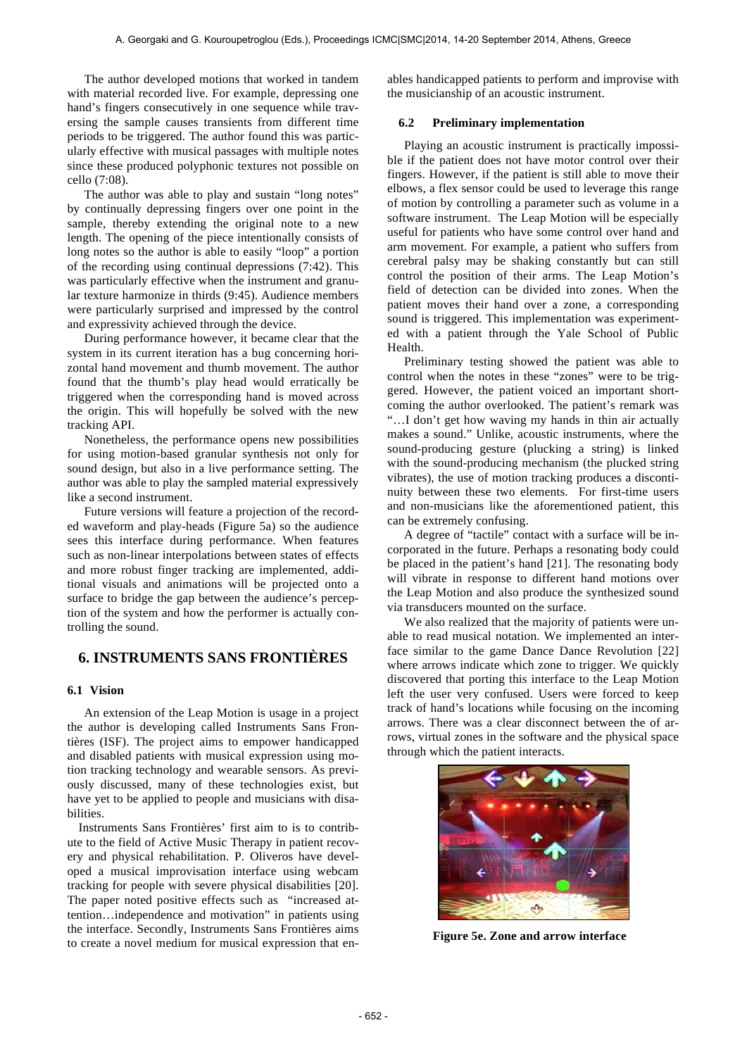The author developed motions that worked in tandem with material recorded live. For example, depressing one hand's fingers consecutively in one sequence while traversing the sample causes transients from different time periods to be triggered. The author found this was particularly effective with musical passages with multiple notes since these produced polyphonic textures not possible on cello (7:08).

The author was able to play and sustain "long notes" by continually depressing fingers over one point in the sample, thereby extending the original note to a new length. The opening of the piece intentionally consists of long notes so the author is able to easily "loop" a portion of the recording using continual depressions (7:42). This was particularly effective when the instrument and granular texture harmonize in thirds (9:45). Audience members were particularly surprised and impressed by the control and expressivity achieved through the device.

During performance however, it became clear that the system in its current iteration has a bug concerning horizontal hand movement and thumb movement. The author found that the thumb's play head would erratically be triggered when the corresponding hand is moved across the origin. This will hopefully be solved with the new tracking API.

Nonetheless, the performance opens new possibilities for using motion-based granular synthesis not only for sound design, but also in a live performance setting. The author was able to play the sampled material expressively like a second instrument.

Future versions will feature a projection of the recorded waveform and play-heads (Figure 5a) so the audience sees this interface during performance. When features such as non-linear interpolations between states of effects and more robust finger tracking are implemented, additional visuals and animations will be projected onto a surface to bridge the gap between the audience's perception of the system and how the performer is actually controlling the sound.

## 6. INSTRUMENTS SANS FRONTIÈRES

### 6.1 Vision

An extension of the Leap Motion is usage in a project the author is developing called Instruments Sans Frontières (ISF). The project aims to empower handicapped and disabled patients with musical expression using motion tracking technology and wearable sensors. As previously discussed, many of these technologies exist, but have yet to be applied to people and musicians with disabilities.

Instruments Sans Frontières' first aim to is to contribute to the field of Active Music Therapy in patient recovery and physical rehabilitation. P. Oliveros have developed a musical improvisation interface using webcam tracking for people with severe physical disabilities [20]. The paper noted positive effects such as "increased attention…independence and motivation" in patients using the interface. Secondly, Instruments Sans Frontières aims to create a novel medium for musical expression that enables handicapped patients to perform and improvise with the musicianship of an acoustic instrument.

### 6.2 Preliminary implementation

Playing an acoustic instrument is practically impossible if the patient does not have motor control over their fingers. However, if the patient is still able to move their elbows, a flex sensor could be used to leverage this range of motion by controlling a parameter such as volume in a software instrument. The Leap Motion will be especially useful for patients who have some control over hand and arm movement. For example, a patient who suffers from cerebral palsy may be shaking constantly but can still control the position of their arms. The Leap Motion's field of detection can be divided into zones. When the patient moves their hand over a zone, a corresponding sound is triggered. This implementation was experimented with a patient through the Yale School of Public Health.

Preliminary testing showed the patient was able to control when the notes in these "zones" were to be triggered. However, the patient voiced an important shortcoming the author overlooked. The patient's remark was "…I don't get how waving my hands in thin air actually makes a sound." Unlike, acoustic instruments, where the sound-producing gesture (plucking a string) is linked with the sound-producing mechanism (the plucked string vibrates), the use of motion tracking produces a discontinuity between these two elements. For first-time users and non-musicians like the aforementioned patient, this can be extremely confusing.

A degree of "tactile" contact with a surface will be incorporated in the future. Perhaps a resonating body could be placed in the patient's hand [21]. The resonating body will vibrate in response to different hand motions over the Leap Motion and also produce the synthesized sound via transducers mounted on the surface.

We also realized that the majority of patients were unable to read musical notation. We implemented an interface similar to the game Dance Dance Revolution [22] where arrows indicate which zone to trigger. We quickly discovered that porting this interface to the Leap Motion left the user very confused. Users were forced to keep track of hand's locations while focusing on the incoming arrows. There was a clear disconnect between the of arrows, virtual zones in the software and the physical space through which the patient interacts.

**Figure 5e. Zone and arrow interface**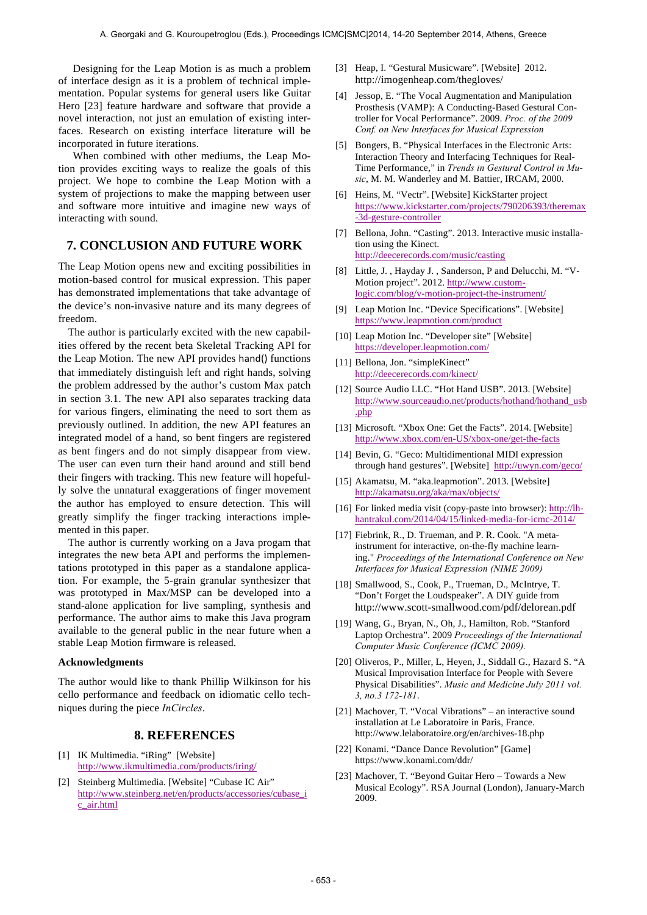Designing for the Leap Motion is as much a problem of interface design as it is a problem of technical implementation. Popular systems for general users like Guitar Hero [23] feature hardware and software that provide a novel interaction, not just an emulation of existing interfaces. Research on existing interface literature will be incorporated in future iterations.

When combined with other mediums, the Leap Motion provides exciting ways to realize the goals of this project. We hope to combine the Leap Motion with a system of projections to make the mapping between user and software more intuitive and imagine new ways of interacting with sound.

## 7. CONCLUSION AND FUTURE WORK

The Leap Motion opens new and exciting possibilities in motion-based control for musical expression. This paper has demonstrated implementations that take advantage of the device's non-invasive nature and its many degrees of freedom.

The author is particularly excited with the new capabilities offered by the recent beta Skeletal Tracking API for the Leap Motion. The new API provides `hand()` functions that immediately distinguish left and right hands, solving the problem addressed by the author's custom Max patch in section 3.1. The new API also separates tracking data for various fingers, eliminating the need to sort them as previously outlined. In addition, the new API features an integrated model of a hand, so bent fingers are registered as bent fingers and do not simply disappear from view. The user can even turn their hand around and still bend their fingers with tracking. This new feature will hopefully solve the unnatural exaggerations of finger movement the author has employed to ensure detection. This will greatly simplify the finger tracking interactions implemented in this paper.

The author is currently working on a Java progam that integrates the new beta API and performs the implementations prototyped in this paper as a standalone application. For example, the 5-grain granular synthesizer that was prototyped in Max/MSP can be developed into a stand-alone application for live sampling, synthesis and performance. The author aims to make this Java program available to the general public in the near future when a stable Leap Motion firmware is released.

### Acknowledgments

The author would like to thank Phillip Wilkinson for his cello performance and feedback on idiomatic cello techniques during the piece *InCircles*.

## 8. REFERENCES

[1] IK Multimedia. "iRing" [Website] http://www.ikmultimedia.com/products/iring/

[2] Steinberg Multimedia. [Website] "Cubase IC Air" http://www.steinberg.net/en/products/accessories/cubase_ic_air.html

[3] Heap, I. "Gestural Musicware". [Website] 2012. http://imogenheap.com/thegloves/

[4] Jessop, E. "The Vocal Augmentation and Manipulation Prosthesis (VAMP): A Conducting-Based Gestural Controller for Vocal Performance". 2009. *Proc. of the 2009 Conf. on New Interfaces for Musical Expression*

[5] Bongers, B. "Physical Interfaces in the Electronic Arts: Interaction Theory and Interfacing Techniques for Real-Time Performance," in *Trends in Gestural Control in Music*, M. M. Wanderley and M. Battier, IRCAM, 2000.

[6] Heins, M. "Vectr". [Website] KickStarter project https://www.kickstarter.com/projects/790206393/theremax-3d-gesture-controller

[7] Bellona, John. "Casting". 2013. Interactive music installation using the Kinect. http://deecerecords.com/music/casting

[8] Little, J. , Hayday J. , Sanderson, P and Delucchi, M. "V-Motion project". 2012. http://www.custom-logic.com/blog/v-motion-project-the-instrument/

[9] Leap Motion Inc. "Device Specifications". [Website] https://www.leapmotion.com/product

[10] Leap Motion Inc. "Developer site" [Website] https://developer.leapmotion.com/

[11] Bellona, Jon. "simpleKinect" http://deecerecords.com/kinect/

[12] Source Audio LLC. "Hot Hand USB". 2013. [Website] http://www.sourceaudio.net/products/hothand/hothand_usb.php

[13] Microsoft. "Xbox One: Get the Facts". 2014. [Website] http://www.xbox.com/en-US/xbox-one/get-the-facts

[14] Bevin, G. "Geco: Multidimentional MIDI expression through hand gestures". [Website] http://uwyn.com/geco/

[15] Akamatsu, M. "aka.leapmotion". 2013. [Website] http://akamatsu.org/aka/max/objects/

[16] For linked media visit (copy-paste into browser): http://lh-hantrakul.com/2014/04/15/linked-media-for-icmc-2014/

[17] Fiebrink, R., D. Trueman, and P. R. Cook. "A meta-instrument for interactive, on-the-fly machine learning." *Proceedings of the International Conference on New Interfaces for Musical Expression (NIME 2009)*

[18] Smallwood, S., Cook, P., Trueman, D., McIntrye, T. "Don't Forget the Loudspeaker". A DIY guide from http://www.scott-smallwood.com/pdf/delorean.pdf

[19] Wang, G., Bryan, N., Oh, J., Hamilton, Rob. "Stanford Laptop Orchestra". 2009 *Proceedings of the International Computer Music Conference (ICMC 2009).*

[20] Oliveros, P., Miller, L, Heyen, J., Siddall G., Hazard S. "A Musical Improvisation Interface for People with Severe Physical Disabilities". *Music and Medicine July 2011 vol. 3, no.3 172-181*.

[21] Machover, T. "Vocal Vibrations" – an interactive sound installation at Le Laboratoire in Paris, France. http://www.lelaboratoire.org/en/archives-18.php

[22] Konami. "Dance Dance Revolution" [Game] https://www.konami.com/ddr/

[23] Machover, T. "Beyond Guitar Hero – Towards a New Musical Ecology". RSA Journal (London), January-March 2009.